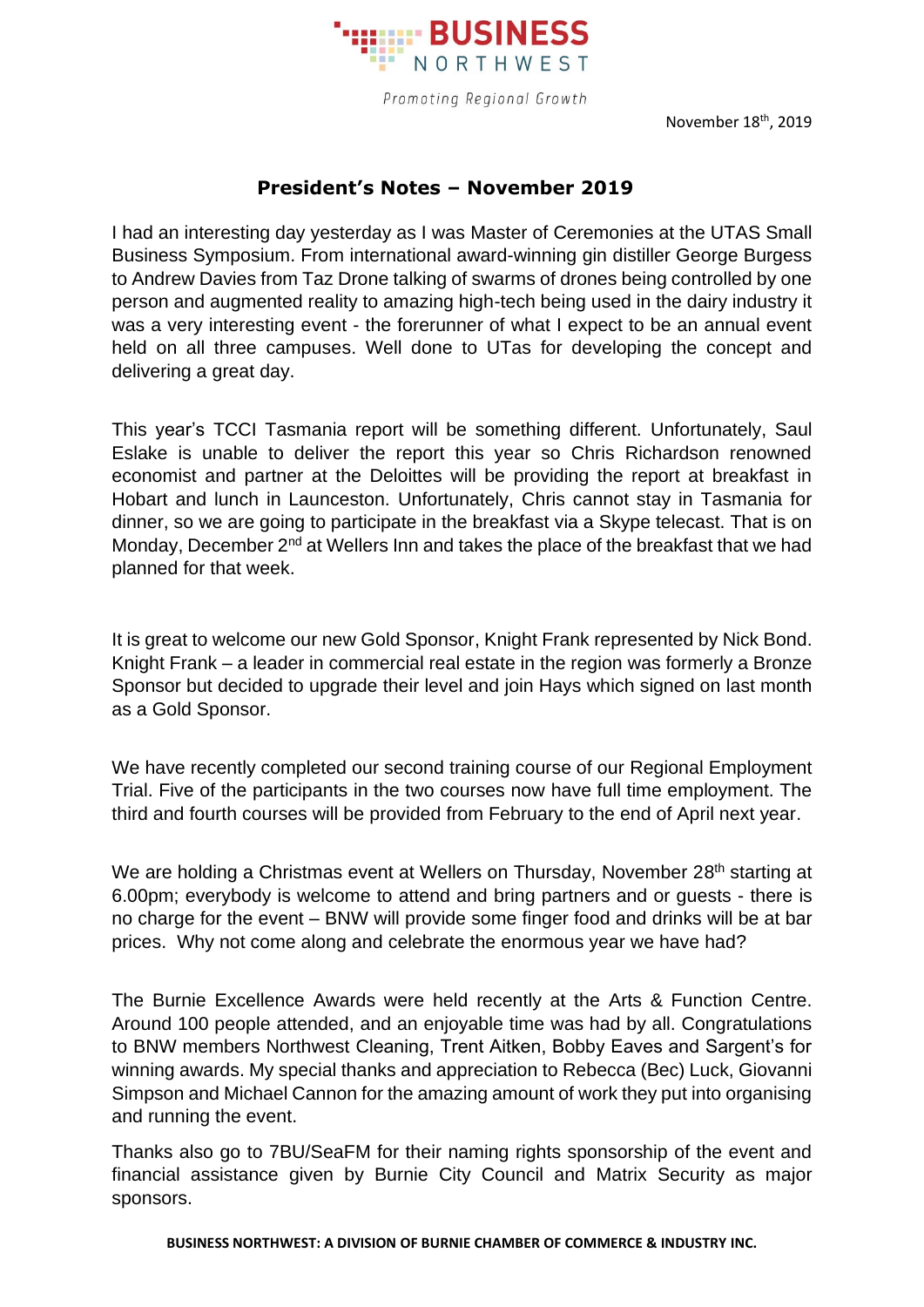**BUSINESS NORTHWEST**

*Promoting Regional Growth*

November 18th, 2019

## President's Notes – November 2019

I had an interesting day yesterday as I was Master of Ceremonies at the UTAS Small Business Symposium. From international award-winning gin distiller George Burgess to Andrew Davies from Taz Drone talking of swarms of drones being controlled by one person and augmented reality to amazing high-tech being used in the dairy industry it was a very interesting event - the forerunner of what I expect to be an annual event held on all three campuses. Well done to UTas for developing the concept and delivering a great day.

This year's TCCI Tasmania report will be something different. Unfortunately, Saul Eslake is unable to deliver the report this year so Chris Richardson renowned economist and partner at the Deloittes will be providing the report at breakfast in Hobart and lunch in Launceston. Unfortunately, Chris cannot stay in Tasmania for dinner, so we are going to participate in the breakfast via a Skype telecast. That is on Monday, December 2nd at Wellers Inn and takes the place of the breakfast that we had planned for that week.

It is great to welcome our new Gold Sponsor, Knight Frank represented by Nick Bond. Knight Frank – a leader in commercial real estate in the region was formerly a Bronze Sponsor but decided to upgrade their level and join Hays which signed on last month as a Gold Sponsor.

We have recently completed our second training course of our Regional Employment Trial. Five of the participants in the two courses now have full time employment. The third and fourth courses will be provided from February to the end of April next year.

We are holding a Christmas event at Wellers on Thursday, November 28th starting at 6.00pm; everybody is welcome to attend and bring partners and or guests - there is no charge for the event – BNW will provide some finger food and drinks will be at bar prices. Why not come along and celebrate the enormous year we have had?

The Burnie Excellence Awards were held recently at the Arts & Function Centre. Around 100 people attended, and an enjoyable time was had by all. Congratulations to BNW members Northwest Cleaning, Trent Aitken, Bobby Eaves and Sargent's for winning awards. My special thanks and appreciation to Rebecca (Bec) Luck, Giovanni Simpson and Michael Cannon for the amazing amount of work they put into organising and running the event.

Thanks also go to 7BU/SeaFM for their naming rights sponsorship of the event and financial assistance given by Burnie City Council and Matrix Security as major sponsors.

**BUSINESS NORTHWEST: A DIVISION OF BURNIE CHAMBER OF COMMERCE & INDUSTRY INC.**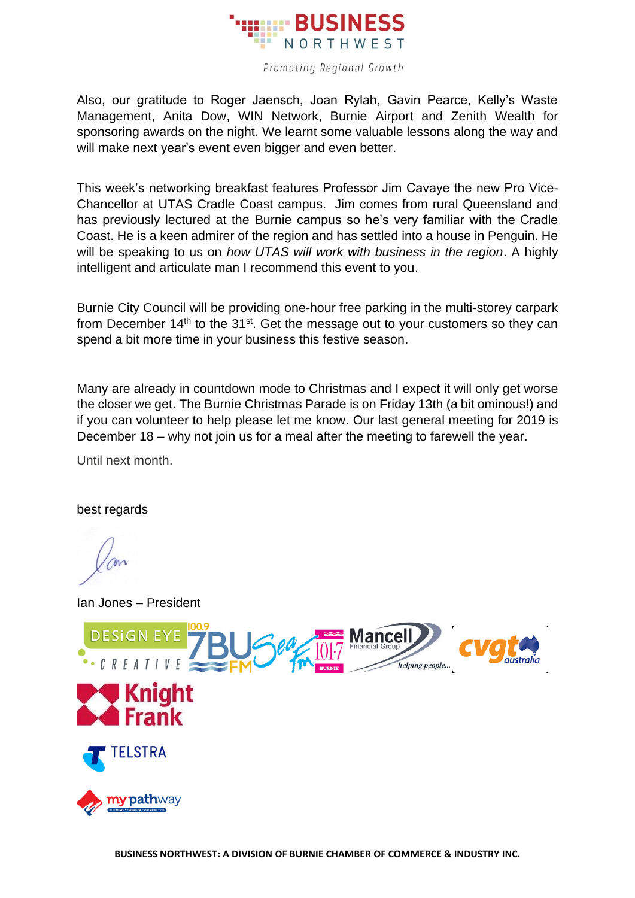Also, our gratitude to Roger Jaensch, Joan Rylah, Gavin Pearce, Kelly's Waste Management, Anita Dow, WIN Network, Burnie Airport and Zenith Wealth for sponsoring awards on the night. We learnt some valuable lessons along the way and will make next year's event even bigger and even better.

This week's networking breakfast features Professor Jim Cavaye the new Pro Vice-Chancellor at UTAS Cradle Coast campus. Jim comes from rural Queensland and has previously lectured at the Burnie campus so he's very familiar with the Cradle Coast. He is a keen admirer of the region and has settled into a house in Penguin. He will be speaking to us on *how UTAS will work with business in the region*. A highly intelligent and articulate man I recommend this event to you.

Burnie City Council will be providing one-hour free parking in the multi-storey carpark from December 14th to the 31st. Get the message out to your customers so they can spend a bit more time in your business this festive season.

Many are already in countdown mode to Christmas and I expect it will only get worse the closer we get. The Burnie Christmas Parade is on Friday 13th (a bit ominous!) and if you can volunteer to help please let me know. Our last general meeting for 2019 is December 18 – why not join us for a meal after the meeting to farewell the year.

Until next month.

best regards

Ian Jones – President

**BUSINESS NORTHWEST: A DIVISION OF BURNIE CHAMBER OF COMMERCE & INDUSTRY INC.**